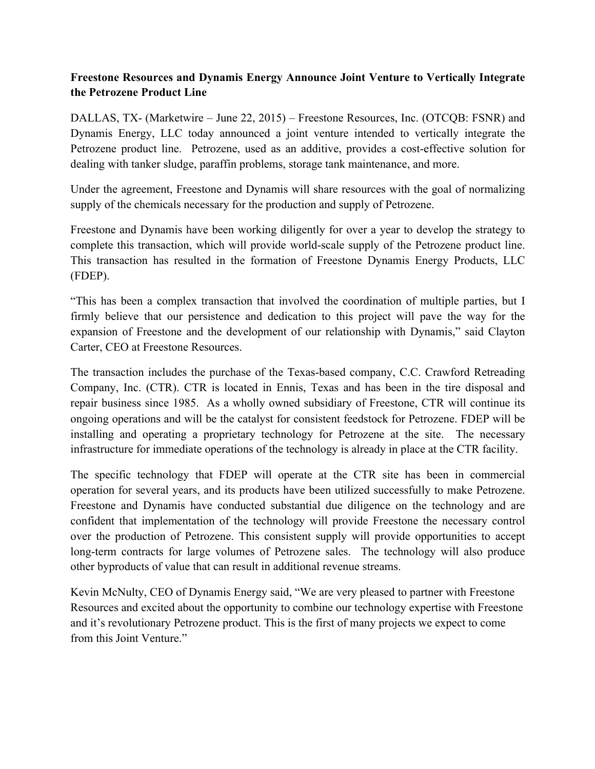**Freestone Resources and Dynamis Energy Announce Joint Venture to Vertically Integrate the Petrozene Product Line**

DALLAS, TX- (Marketwire – June 22, 2015) – Freestone Resources, Inc. (OTCQB: FSNR) and Dynamis Energy, LLC today announced a joint venture intended to vertically integrate the Petrozene product line. Petrozene, used as an additive, provides a cost-effective solution for dealing with tanker sludge, paraffin problems, storage tank maintenance, and more.

Under the agreement, Freestone and Dynamis will share resources with the goal of normalizing supply of the chemicals necessary for the production and supply of Petrozene.

Freestone and Dynamis have been working diligently for over a year to develop the strategy to complete this transaction, which will provide world-scale supply of the Petrozene product line. This transaction has resulted in the formation of Freestone Dynamis Energy Products, LLC (FDEP).

"This has been a complex transaction that involved the coordination of multiple parties, but I firmly believe that our persistence and dedication to this project will pave the way for the expansion of Freestone and the development of our relationship with Dynamis," said Clayton Carter, CEO at Freestone Resources.

The transaction includes the purchase of the Texas-based company, C.C. Crawford Retreading Company, Inc. (CTR). CTR is located in Ennis, Texas and has been in the tire disposal and repair business since 1985. As a wholly owned subsidiary of Freestone, CTR will continue its ongoing operations and will be the catalyst for consistent feedstock for Petrozene. FDEP will be installing and operating a proprietary technology for Petrozene at the site. The necessary infrastructure for immediate operations of the technology is already in place at the CTR facility.

The specific technology that FDEP will operate at the CTR site has been in commercial operation for several years, and its products have been utilized successfully to make Petrozene. Freestone and Dynamis have conducted substantial due diligence on the technology and are confident that implementation of the technology will provide Freestone the necessary control over the production of Petrozene. This consistent supply will provide opportunities to accept long-term contracts for large volumes of Petrozene sales. The technology will also produce other byproducts of value that can result in additional revenue streams.

Kevin McNulty, CEO of Dynamis Energy said, "We are very pleased to partner with Freestone Resources and excited about the opportunity to combine our technology expertise with Freestone and it's revolutionary Petrozene product. This is the first of many projects we expect to come from this Joint Venture."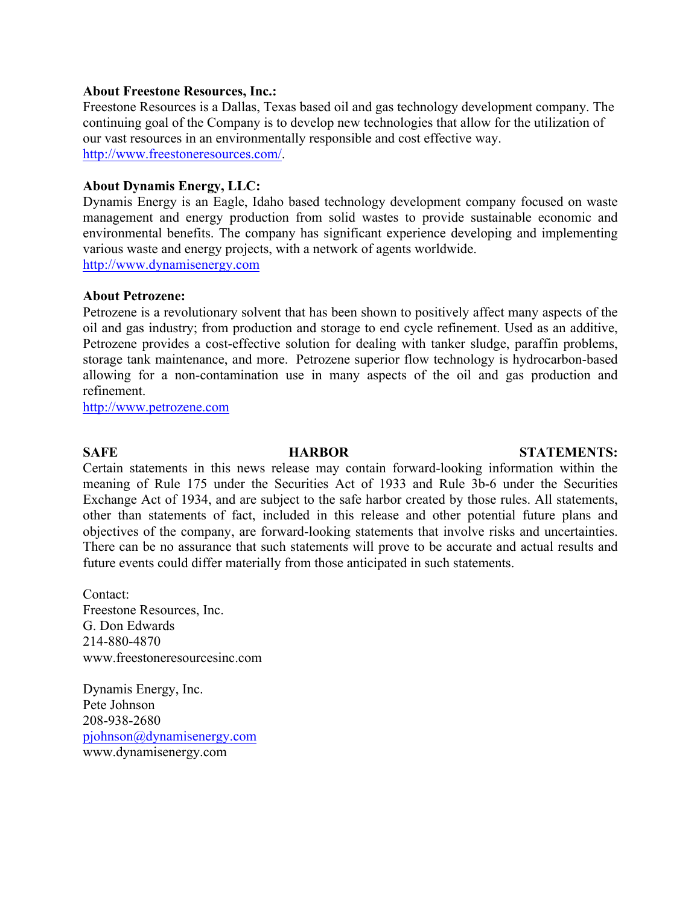**About Freestone Resources, Inc.:**
Freestone Resources is a Dallas, Texas based oil and gas technology development company. The continuing goal of the Company is to develop new technologies that allow for the utilization of our vast resources in an environmentally responsible and cost effective way.
http://www.freestoneresources.com/.

**About Dynamis Energy, LLC:**
Dynamis Energy is an Eagle, Idaho based technology development company focused on waste management and energy production from solid wastes to provide sustainable economic and environmental benefits. The company has significant experience developing and implementing various waste and energy projects, with a network of agents worldwide.
http://www.dynamisenergy.com

**About Petrozene:**
Petrozene is a revolutionary solvent that has been shown to positively affect many aspects of the oil and gas industry; from production and storage to end cycle refinement. Used as an additive, Petrozene provides a cost-effective solution for dealing with tanker sludge, paraffin problems, storage tank maintenance, and more. Petrozene superior flow technology is hydrocarbon-based allowing for a non-contamination use in many aspects of the oil and gas production and refinement.
http://www.petrozene.com

**SAFE HARBOR STATEMENTS:**
Certain statements in this news release may contain forward-looking information within the meaning of Rule 175 under the Securities Act of 1933 and Rule 3b-6 under the Securities Exchange Act of 1934, and are subject to the safe harbor created by those rules. All statements, other than statements of fact, included in this release and other potential future plans and objectives of the company, are forward-looking statements that involve risks and uncertainties. There can be no assurance that such statements will prove to be accurate and actual results and future events could differ materially from those anticipated in such statements.

Contact:
Freestone Resources, Inc.
G. Don Edwards
214-880-4870
www.freestoneresourcesinc.com

Dynamis Energy, Inc.
Pete Johnson
208-938-2680
pjohnson@dynamisenergy.com
www.dynamisenergy.com